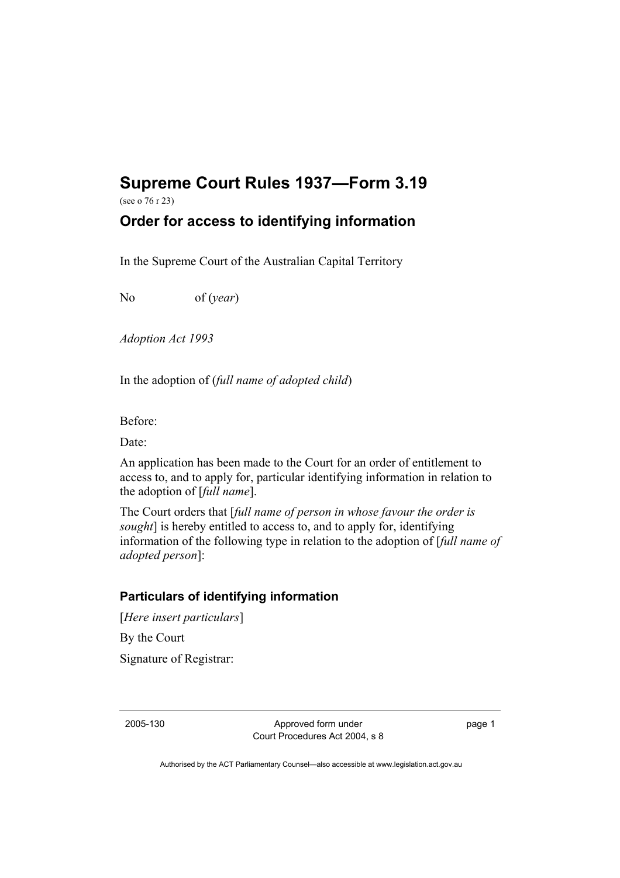# Supreme Court Rules 1937—Form 3.19

(see o 76 r 23)

## Order for access to identifying information

In the Supreme Court of the Australian Capital Territory

No of (*year*)

*Adoption Act 1993*

In the adoption of (*full name of adopted child*)

Before:

Date:

An application has been made to the Court for an order of entitlement to access to, and to apply for, particular identifying information in relation to the adoption of [*full name*].

The Court orders that [*full name of person in whose favour the order is sought*] is hereby entitled to access to, and to apply for, identifying information of the following type in relation to the adoption of [*full name of adopted person*]:

### Particulars of identifying information

[*Here insert particulars*]

By the Court

Signature of Registrar:

2005-130 Approved form under Court Procedures Act 2004, s 8

Authorised by the ACT Parliamentary Counsel—also accessible at www.legislation.act.gov.au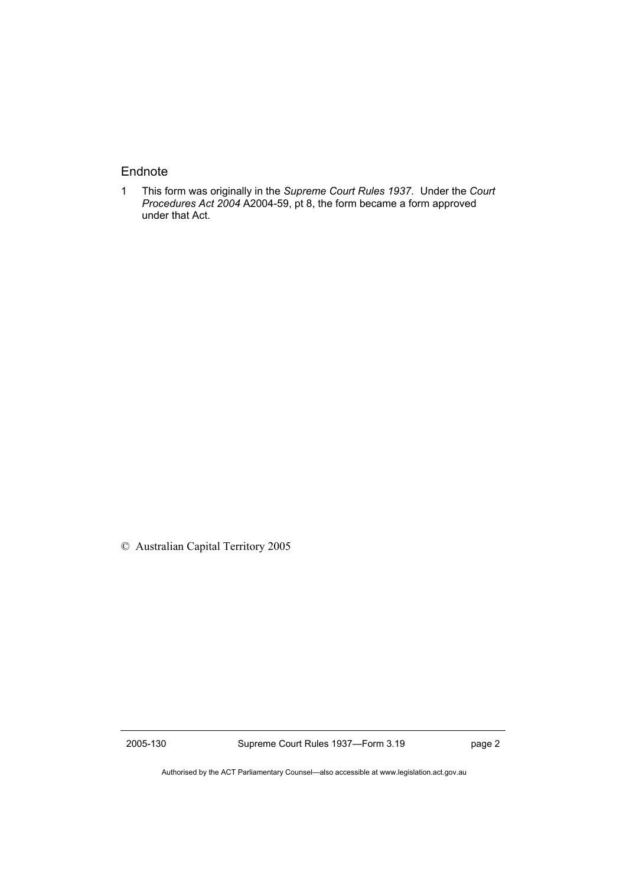## Endnote

1 This form was originally in the *Supreme Court Rules 1937*. Under the *Court Procedures Act 2004* A2004-59, pt 8, the form became a form approved under that Act.

© Australian Capital Territory 2005